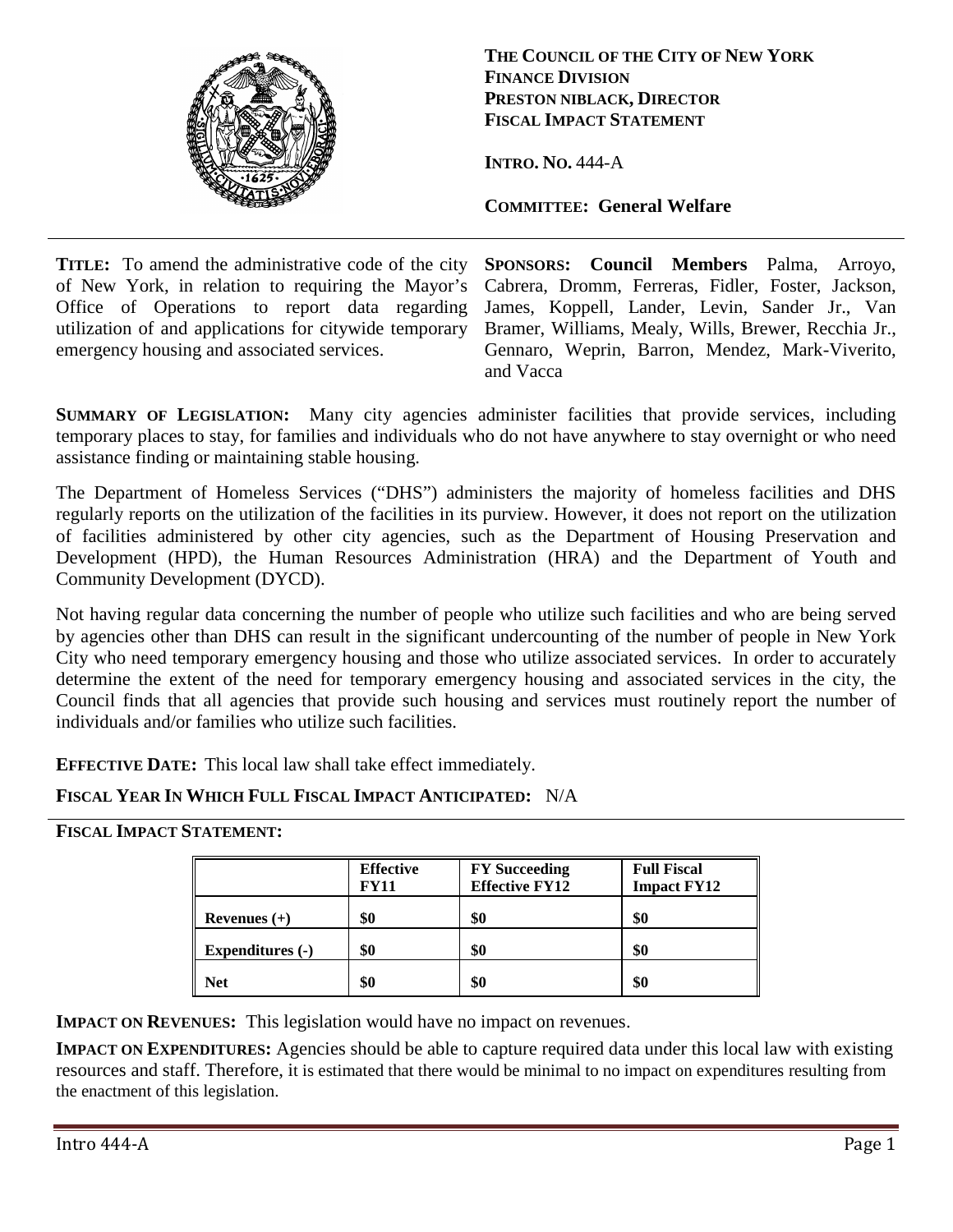**THE COUNCIL OF THE CITY OF NEW YORK**
**FINANCE DIVISION**
**PRESTON NIBLACK, DIRECTOR**
**FISCAL IMPACT STATEMENT**

**INTRO. NO.** 444-A

**COMMITTEE: General Welfare**

---

**TITLE:** To amend the administrative code of the city of New York, in relation to requiring the Mayor's Office of Operations to report data regarding utilization of and applications for citywide temporary emergency housing and associated services.

**SPONSORS: Council Members** Palma, Arroyo, Cabrera, Dromm, Ferreras, Fidler, Foster, Jackson, James, Koppell, Lander, Levin, Sander Jr., Van Bramer, Williams, Mealy, Wills, Brewer, Recchia Jr., Gennaro, Weprin, Barron, Mendez, Mark-Viverito, and Vacca

**SUMMARY OF LEGISLATION:** Many city agencies administer facilities that provide services, including temporary places to stay, for families and individuals who do not have anywhere to stay overnight or who need assistance finding or maintaining stable housing.

The Department of Homeless Services ("DHS") administers the majority of homeless facilities and DHS regularly reports on the utilization of the facilities in its purview. However, it does not report on the utilization of facilities administered by other city agencies, such as the Department of Housing Preservation and Development (HPD), the Human Resources Administration (HRA) and the Department of Youth and Community Development (DYCD).

Not having regular data concerning the number of people who utilize such facilities and who are being served by agencies other than DHS can result in the significant undercounting of the number of people in New York City who need temporary emergency housing and those who utilize associated services. In order to accurately determine the extent of the need for temporary emergency housing and associated services in the city, the Council finds that all agencies that provide such housing and services must routinely report the number of individuals and/or families who utilize such facilities.

**EFFECTIVE DATE:** This local law shall take effect immediately.

**FISCAL YEAR IN WHICH FULL FISCAL IMPACT ANTICIPATED:** N/A

---

**FISCAL IMPACT STATEMENT:**

| | Effective FY11 | FY Succeeding Effective FY12 | Full Fiscal Impact FY12 |
|---|---|---|---|
| **Revenues (+)** | **$0** | **$0** | **$0** |
| **Expenditures (-)** | **$0** | **$0** | **$0** |
| **Net** | **$0** | **$0** | **$0** |

**IMPACT ON REVENUES:** This legislation would have no impact on revenues.

**IMPACT ON EXPENDITURES:** Agencies should be able to capture required data under this local law with existing resources and staff. Therefore, it is estimated that there would be minimal to no impact on expenditures resulting from the enactment of this legislation.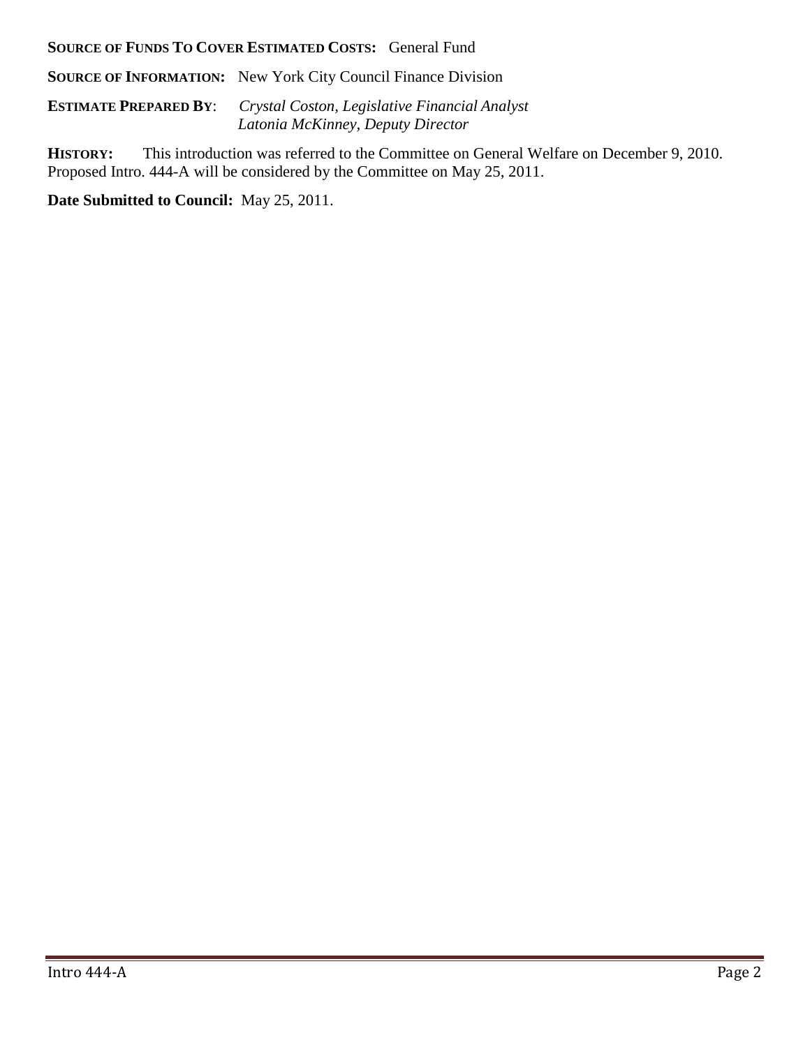**SOURCE OF FUNDS TO COVER ESTIMATED COSTS:** General Fund

**SOURCE OF INFORMATION:** New York City Council Finance Division

**ESTIMATE PREPARED BY**: *Crystal Coston, Legislative Financial Analyst*
*Latonia McKinney, Deputy Director*

**HISTORY:** This introduction was referred to the Committee on General Welfare on December 9, 2010. Proposed Intro. 444-A will be considered by the Committee on May 25, 2011.

**Date Submitted to Council:** May 25, 2011.